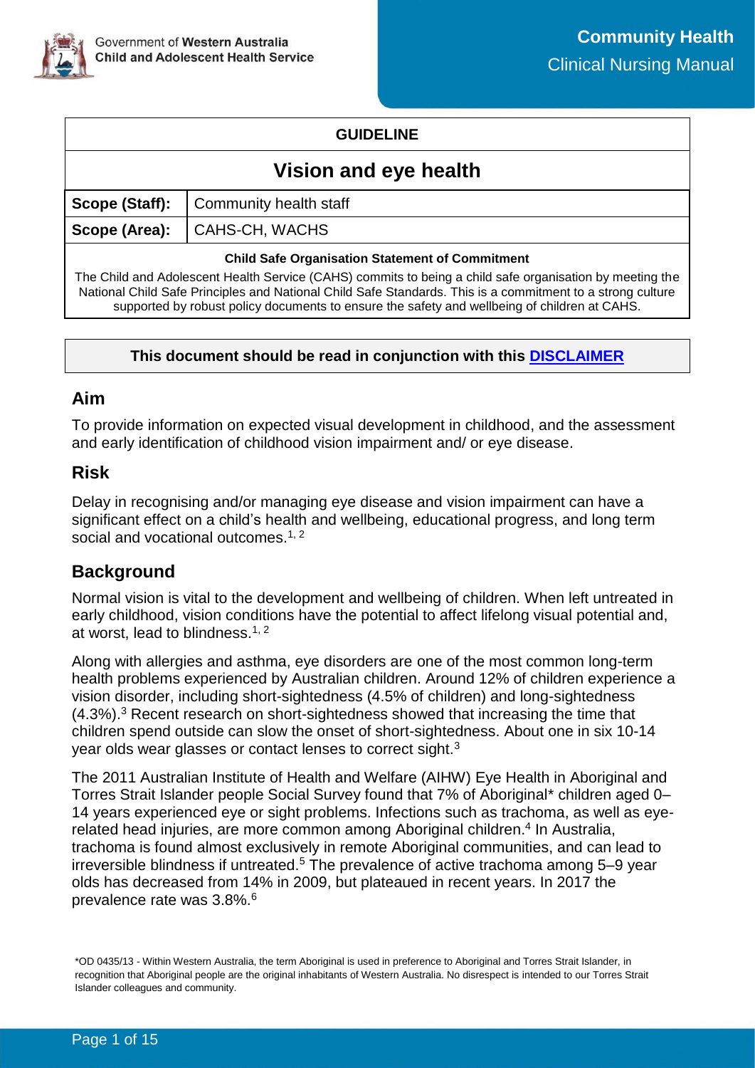**GUIDELINE**

# Vision and eye health

| | |
|---|---|
| **Scope (Staff):** | Community health staff |
| **Scope (Area):** | CAHS-CH, WACHS |

**Child Safe Organisation Statement of Commitment**

The Child and Adolescent Health Service (CAHS) commits to being a child safe organisation by meeting the National Child Safe Principles and National Child Safe Standards. This is a commitment to a strong culture supported by robust policy documents to ensure the safety and wellbeing of children at CAHS.

**This document should be read in conjunction with this DISCLAIMER**

## Aim

To provide information on expected visual development in childhood, and the assessment and early identification of childhood vision impairment and/ or eye disease.

## Risk

Delay in recognising and/or managing eye disease and vision impairment can have a significant effect on a child's health and wellbeing, educational progress, and long term social and vocational outcomes.[1, 2]

## Background

Normal vision is vital to the development and wellbeing of children. When left untreated in early childhood, vision conditions have the potential to affect lifelong visual potential and, at worst, lead to blindness.[1, 2]

Along with allergies and asthma, eye disorders are one of the most common long-term health problems experienced by Australian children. Around 12% of children experience a vision disorder, including short-sightedness (4.5% of children) and long-sightedness (4.3%).[3] Recent research on short-sightedness showed that increasing the time that children spend outside can slow the onset of short-sightedness. About one in six 10-14 year olds wear glasses or contact lenses to correct sight.[3]

The 2011 Australian Institute of Health and Welfare (AIHW) Eye Health in Aboriginal and Torres Strait Islander people Social Survey found that 7% of Aboriginal* children aged 0–14 years experienced eye or sight problems. Infections such as trachoma, as well as eye-related head injuries, are more common among Aboriginal children.[4] In Australia, trachoma is found almost exclusively in remote Aboriginal communities, and can lead to irreversible blindness if untreated.[5] The prevalence of active trachoma among 5–9 year olds has decreased from 14% in 2009, but plateaued in recent years. In 2017 the prevalence rate was 3.8%.[6]

*OD 0435/13 - Within Western Australia, the term Aboriginal is used in preference to Aboriginal and Torres Strait Islander, in recognition that Aboriginal people are the original inhabitants of Western Australia. No disrespect is intended to our Torres Strait Islander colleagues and community.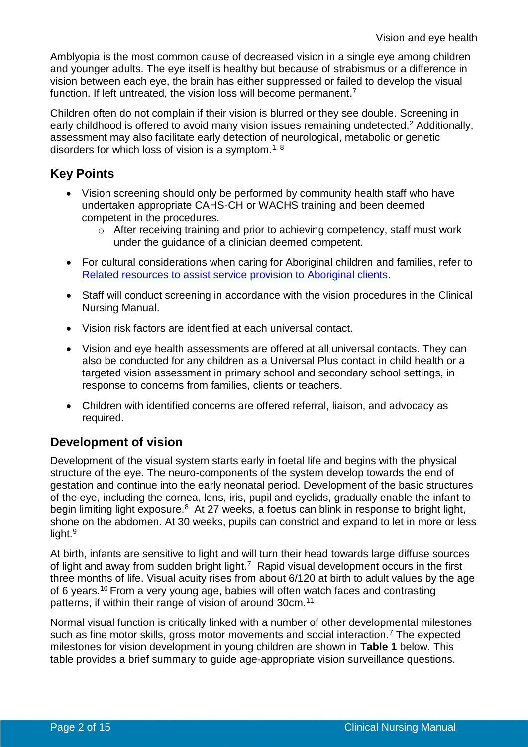Amblyopia is the most common cause of decreased vision in a single eye among children and younger adults. The eye itself is healthy but because of strabismus or a difference in vision between each eye, the brain has either suppressed or failed to develop the visual function. If left untreated, the vision loss will become permanent.[7]

Children often do not complain if their vision is blurred or they see double. Screening in early childhood is offered to avoid many vision issues remaining undetected.[2] Additionally, assessment may also facilitate early detection of neurological, metabolic or genetic disorders for which loss of vision is a symptom.[1, 8]

## Key Points

- Vision screening should only be performed by community health staff who have undertaken appropriate CAHS-CH or WACHS training and been deemed competent in the procedures.
    - After receiving training and prior to achieving competency, staff must work under the guidance of a clinician deemed competent.
- For cultural considerations when caring for Aboriginal children and families, refer to Related resources to assist service provision to Aboriginal clients.
- Staff will conduct screening in accordance with the vision procedures in the Clinical Nursing Manual.
- Vision risk factors are identified at each universal contact.
- Vision and eye health assessments are offered at all universal contacts. They can also be conducted for any children as a Universal Plus contact in child health or a targeted vision assessment in primary school and secondary school settings, in response to concerns from families, clients or teachers.
- Children with identified concerns are offered referral, liaison, and advocacy as required.

## Development of vision

Development of the visual system starts early in foetal life and begins with the physical structure of the eye. The neuro-components of the system develop towards the end of gestation and continue into the early neonatal period. Development of the basic structures of the eye, including the cornea, lens, iris, pupil and eyelids, gradually enable the infant to begin limiting light exposure.[8] At 27 weeks, a foetus can blink in response to bright light, shone on the abdomen. At 30 weeks, pupils can constrict and expand to let in more or less light.[9]

At birth, infants are sensitive to light and will turn their head towards large diffuse sources of light and away from sudden bright light.[7] Rapid visual development occurs in the first three months of life. Visual acuity rises from about 6/120 at birth to adult values by the age of 6 years.[10] From a very young age, babies will often watch faces and contrasting patterns, if within their range of vision of around 30cm.[11]

Normal visual function is critically linked with a number of other developmental milestones such as fine motor skills, gross motor movements and social interaction.[7] The expected milestones for vision development in young children are shown in **Table 1** below. This table provides a brief summary to guide age-appropriate vision surveillance questions.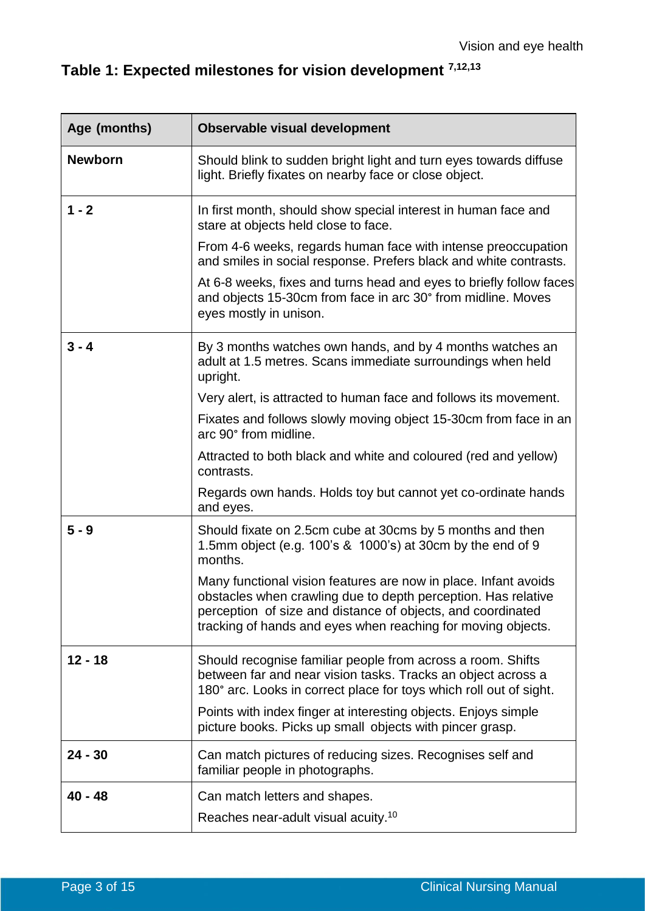## Table 1: Expected milestones for vision development [7,12,13]

| Age (months) | Observable visual development |
|---|---|
| **Newborn** | Should blink to sudden bright light and turn eyes towards diffuse light. Briefly fixates on nearby face or close object. |
| **1 - 2** | In first month, should show special interest in human face and stare at objects held close to face.<br>From 4-6 weeks, regards human face with intense preoccupation and smiles in social response. Prefers black and white contrasts.<br>At 6-8 weeks, fixes and turns head and eyes to briefly follow faces and objects 15-30cm from face in arc 30° from midline. Moves eyes mostly in unison. |
| **3 - 4** | By 3 months watches own hands, and by 4 months watches an adult at 1.5 metres. Scans immediate surroundings when held upright.<br>Very alert, is attracted to human face and follows its movement.<br>Fixates and follows slowly moving object 15-30cm from face in an arc 90° from midline.<br>Attracted to both black and white and coloured (red and yellow) contrasts.<br>Regards own hands. Holds toy but cannot yet co-ordinate hands and eyes. |
| **5 - 9** | Should fixate on 2.5cm cube at 30cms by 5 months and then 1.5mm object (e.g. 100's & 1000's) at 30cm by the end of 9 months.<br>Many functional vision features are now in place. Infant avoids obstacles when crawling due to depth perception. Has relative perception of size and distance of objects, and coordinated tracking of hands and eyes when reaching for moving objects. |
| **12 - 18** | Should recognise familiar people from across a room. Shifts between far and near vision tasks. Tracks an object across a 180° arc. Looks in correct place for toys which roll out of sight.<br>Points with index finger at interesting objects. Enjoys simple picture books. Picks up small objects with pincer grasp. |
| **24 - 30** | Can match pictures of reducing sizes. Recognises self and familiar people in photographs. |
| **40 - 48** | Can match letters and shapes.<br>Reaches near-adult visual acuity.[10] |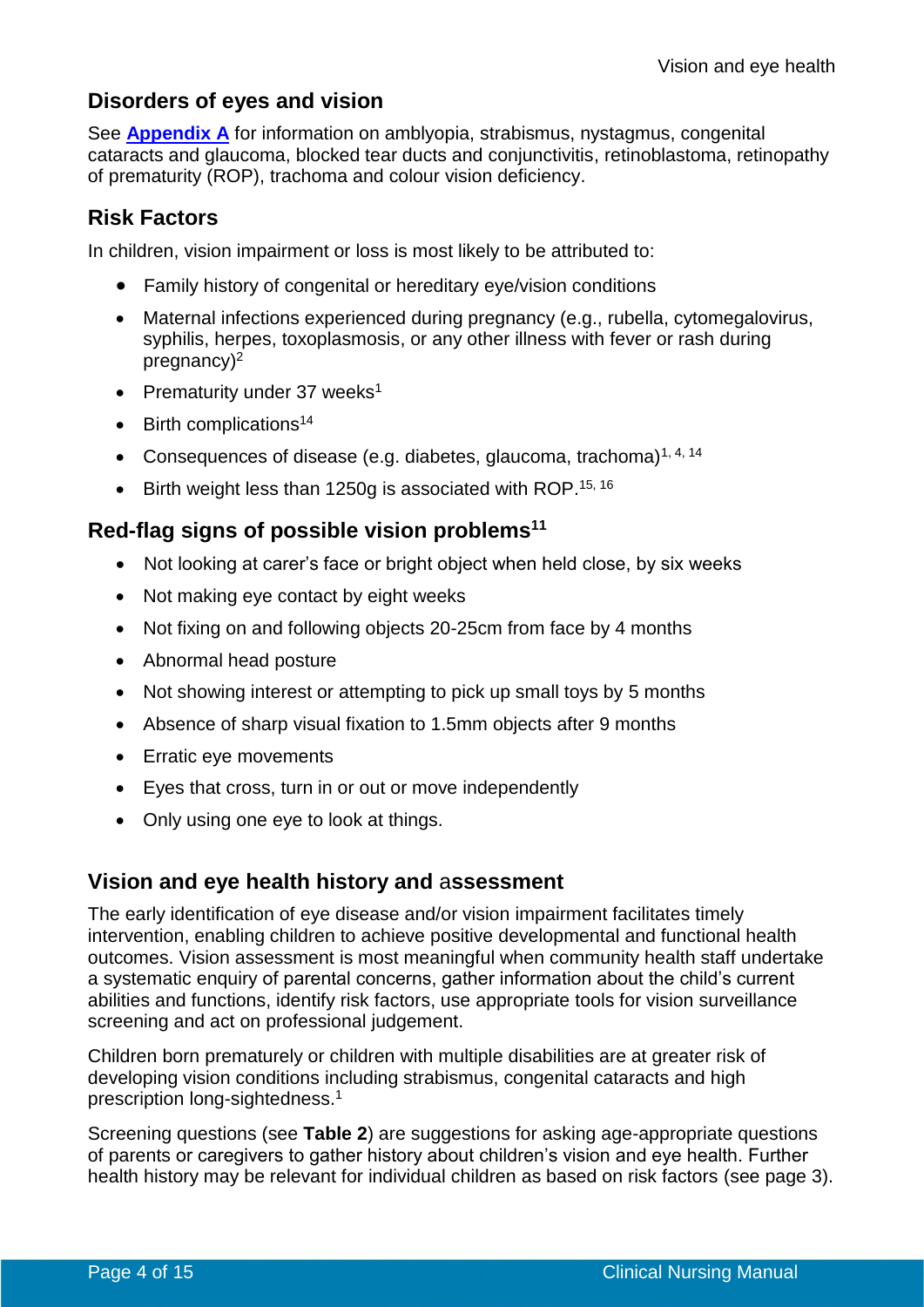## Disorders of eyes and vision

See **Appendix A** for information on amblyopia, strabismus, nystagmus, congenital cataracts and glaucoma, blocked tear ducts and conjunctivitis, retinoblastoma, retinopathy of prematurity (ROP), trachoma and colour vision deficiency.

## Risk Factors

In children, vision impairment or loss is most likely to be attributed to:

- Family history of congenital or hereditary eye/vision conditions
- Maternal infections experienced during pregnancy (e.g., rubella, cytomegalovirus, syphilis, herpes, toxoplasmosis, or any other illness with fever or rash during pregnancy)[2]
- Prematurity under 37 weeks[1]
- Birth complications[14]
- Consequences of disease (e.g. diabetes, glaucoma, trachoma)[1, 4, 14]
- Birth weight less than 1250g is associated with ROP.[15, 16]

## Red-flag signs of possible vision problems[11]

- Not looking at carer's face or bright object when held close, by six weeks
- Not making eye contact by eight weeks
- Not fixing on and following objects 20-25cm from face by 4 months
- Abnormal head posture
- Not showing interest or attempting to pick up small toys by 5 months
- Absence of sharp visual fixation to 1.5mm objects after 9 months
- Erratic eye movements
- Eyes that cross, turn in or out or move independently
- Only using one eye to look at things.

## Vision and eye health history and assessment

The early identification of eye disease and/or vision impairment facilitates timely intervention, enabling children to achieve positive developmental and functional health outcomes. Vision assessment is most meaningful when community health staff undertake a systematic enquiry of parental concerns, gather information about the child's current abilities and functions, identify risk factors, use appropriate tools for vision surveillance screening and act on professional judgement.

Children born prematurely or children with multiple disabilities are at greater risk of developing vision conditions including strabismus, congenital cataracts and high prescription long-sightedness.[1]

Screening questions (see **Table 2**) are suggestions for asking age-appropriate questions of parents or caregivers to gather history about children's vision and eye health. Further health history may be relevant for individual children as based on risk factors (see page 3).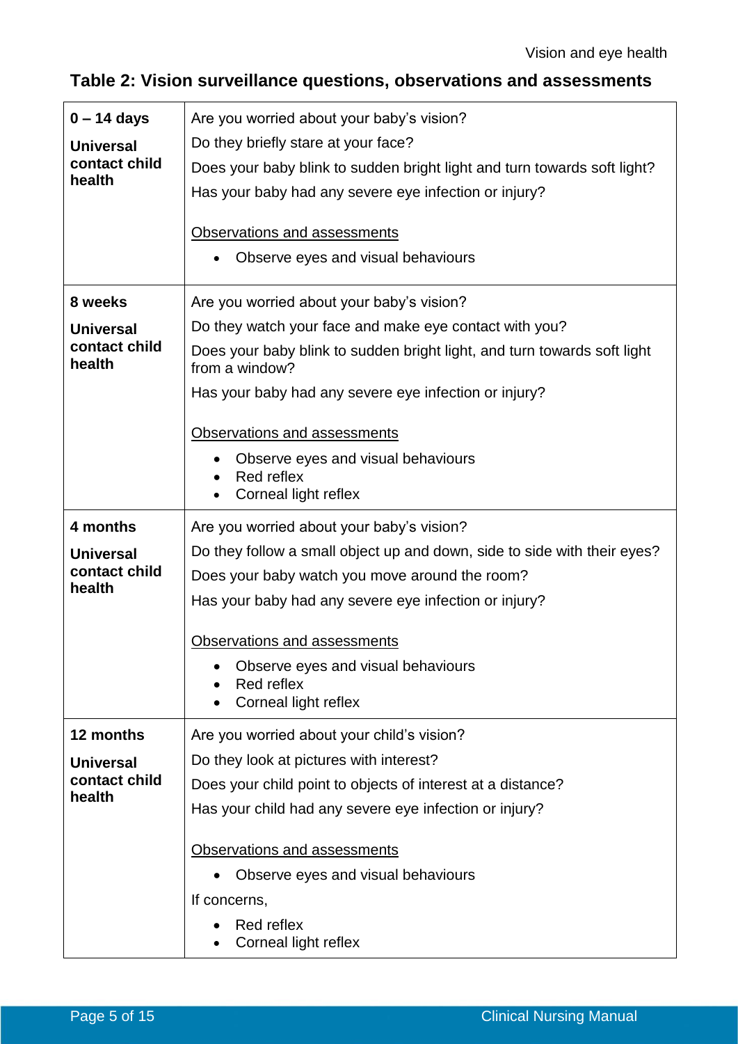## Table 2: Vision surveillance questions, observations and assessments

| | |
|---|---|
| **0 – 14 days**<br><br>**Universal contact child health** | Are you worried about your baby's vision?<br>Do they briefly stare at your face?<br>Does your baby blink to sudden bright light and turn towards soft light?<br>Has your baby had any severe eye infection or injury?<br><br><u>Observations and assessments</u><br>• Observe eyes and visual behaviours |
| **8 weeks**<br><br>**Universal contact child health** | Are you worried about your baby's vision?<br>Do they watch your face and make eye contact with you?<br>Does your baby blink to sudden bright light, and turn towards soft light from a window?<br>Has your baby had any severe eye infection or injury?<br><br><u>Observations and assessments</u><br>• Observe eyes and visual behaviours<br>• Red reflex<br>• Corneal light reflex |
| **4 months**<br><br>**Universal contact child health** | Are you worried about your baby's vision?<br>Do they follow a small object up and down, side to side with their eyes?<br>Does your baby watch you move around the room?<br>Has your baby had any severe eye infection or injury?<br><br><u>Observations and assessments</u><br>• Observe eyes and visual behaviours<br>• Red reflex<br>• Corneal light reflex |
| **12 months**<br><br>**Universal contact child health** | Are you worried about your child's vision?<br>Do they look at pictures with interest?<br>Does your child point to objects of interest at a distance?<br>Has your child had any severe eye infection or injury?<br><br><u>Observations and assessments</u><br>• Observe eyes and visual behaviours<br><br>If concerns,<br>• Red reflex<br>• Corneal light reflex |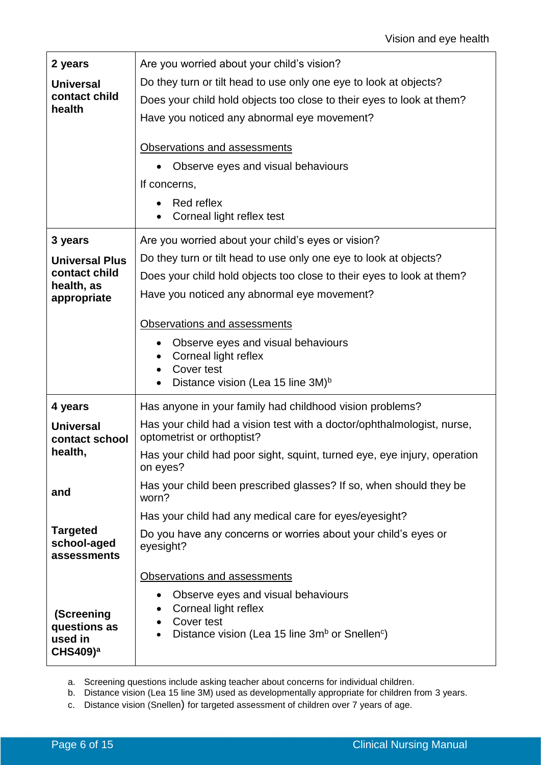| | |
|---|---|
| **2 years**<br><br>**Universal contact child health** | Are you worried about your child's vision?<br>Do they turn or tilt head to use only one eye to look at objects?<br>Does your child hold objects too close to their eyes to look at them?<br>Have you noticed any abnormal eye movement?<br><br><u>Observations and assessments</u><br>• Observe eyes and visual behaviours<br><br>If concerns,<br>• Red reflex<br>• Corneal light reflex test |
| **3 years**<br><br>**Universal Plus contact child health, as appropriate** | Are you worried about your child's eyes or vision?<br>Do they turn or tilt head to use only one eye to look at objects?<br>Does your child hold objects too close to their eyes to look at them?<br>Have you noticed any abnormal eye movement?<br><br><u>Observations and assessments</u><br>• Observe eyes and visual behaviours<br>• Corneal light reflex<br>• Cover test<br>• Distance vision (Lea 15 line 3M)[b] |
| **4 years**<br><br>**Universal contact school health,**<br><br>**and**<br><br>**Targeted school-aged assessments**<br><br>**(Screening questions as used in CHS409)[a]** | Has anyone in your family had childhood vision problems?<br>Has your child had a vision test with a doctor/ophthalmologist, nurse, optometrist or orthoptist?<br>Has your child had poor sight, squint, turned eye, eye injury, operation on eyes?<br>Has your child been prescribed glasses? If so, when should they be worn?<br>Has your child had any medical care for eyes/eyesight?<br>Do you have any concerns or worries about your child's eyes or eyesight?<br><br><u>Observations and assessments</u><br>• Observe eyes and visual behaviours<br>• Corneal light reflex<br>• Cover test<br>• Distance vision (Lea 15 line 3m[b] or Snellen[c]) |

a. Screening questions include asking teacher about concerns for individual children.
b. Distance vision (Lea 15 line 3M) used as developmentally appropriate for children from 3 years.
c. Distance vision (Snellen) for targeted assessment of children over 7 years of age.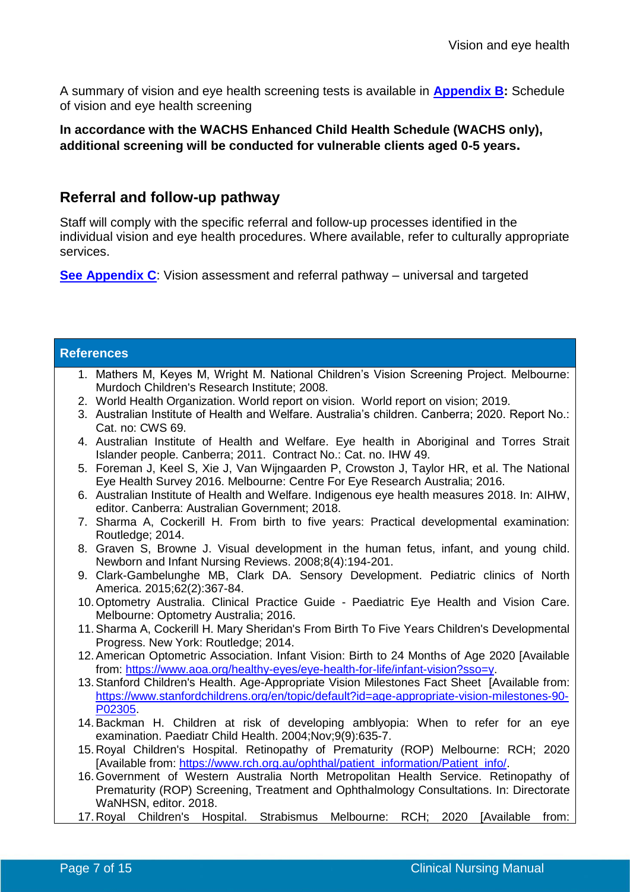A summary of vision and eye health screening tests is available in **[Appendix B](#)**: Schedule of vision and eye health screening

**In accordance with the WACHS Enhanced Child Health Schedule (WACHS only), additional screening will be conducted for vulnerable clients aged 0-5 years.**

## Referral and follow-up pathway

Staff will comply with the specific referral and follow-up processes identified in the individual vision and eye health procedures. Where available, refer to culturally appropriate services.

**[See Appendix C](#)**: Vision assessment and referral pathway – universal and targeted

## References

1. Mathers M, Keyes M, Wright M. National Children's Vision Screening Project. Melbourne: Murdoch Children's Research Institute; 2008.
2. World Health Organization. World report on vision. World report on vision; 2019.
3. Australian Institute of Health and Welfare. Australia's children. Canberra; 2020. Report No.: Cat. no: CWS 69.
4. Australian Institute of Health and Welfare. Eye health in Aboriginal and Torres Strait Islander people. Canberra; 2011. Contract No.: Cat. no. IHW 49.
5. Foreman J, Keel S, Xie J, Van Wijngaarden P, Crowston J, Taylor HR, et al. The National Eye Health Survey 2016. Melbourne: Centre For Eye Research Australia; 2016.
6. Australian Institute of Health and Welfare. Indigenous eye health measures 2018. In: AIHW, editor. Canberra: Australian Government; 2018.
7. Sharma A, Cockerill H. From birth to five years: Practical developmental examination: Routledge; 2014.
8. Graven S, Browne J. Visual development in the human fetus, infant, and young child. Newborn and Infant Nursing Reviews. 2008;8(4):194-201.
9. Clark-Gambelunghe MB, Clark DA. Sensory Development. Pediatric clinics of North America. 2015;62(2):367-84.
10. Optometry Australia. Clinical Practice Guide - Paediatric Eye Health and Vision Care. Melbourne: Optometry Australia; 2016.
11. Sharma A, Cockerill H. Mary Sheridan's From Birth To Five Years Children's Developmental Progress. New York: Routledge; 2014.
12. American Optometric Association. Infant Vision: Birth to 24 Months of Age 2020 [Available from: https://www.aoa.org/healthy-eyes/eye-health-for-life/infant-vision?sso=y.
13. Stanford Children's Health. Age-Appropriate Vision Milestones Fact Sheet [Available from: https://www.stanfordchildrens.org/en/topic/default?id=age-appropriate-vision-milestones-90-P02305.
14. Backman H. Children at risk of developing amblyopia: When to refer for an eye examination. Paediatr Child Health. 2004;Nov;9(9):635-7.
15. Royal Children's Hospital. Retinopathy of Prematurity (ROP) Melbourne: RCH; 2020 [Available from: https://www.rch.org.au/ophthal/patient_information/Patient_info/.
16. Government of Western Australia North Metropolitan Health Service. Retinopathy of Prematurity (ROP) Screening, Treatment and Ophthalmology Consultations. In: Directorate WaNHSN, editor. 2018.
17. Royal Children's Hospital. Strabismus Melbourne: RCH; 2020 [Available from: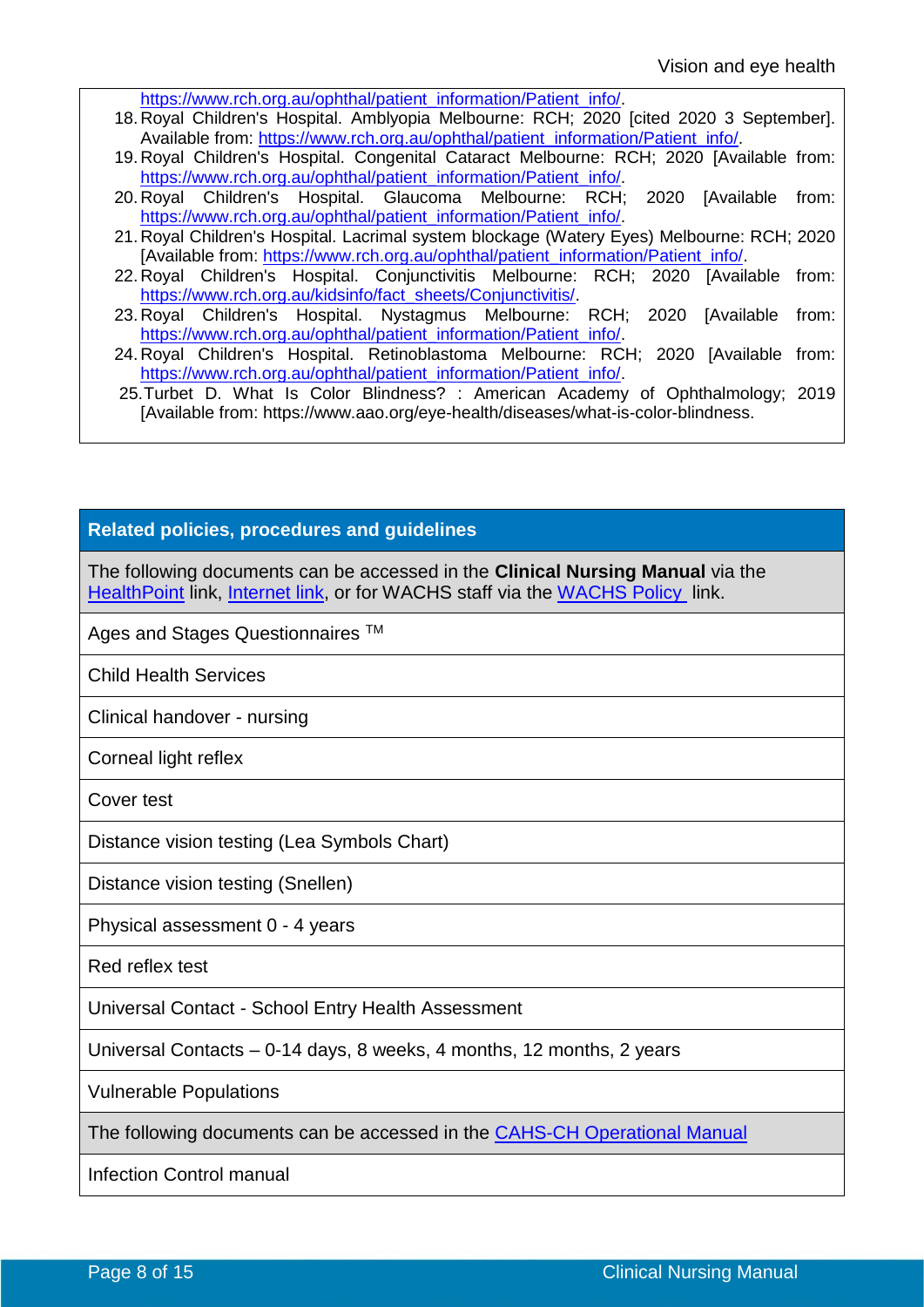https://www.rch.org.au/ophthal/patient_information/Patient_info/.

18. Royal Children's Hospital. Amblyopia Melbourne: RCH; 2020 [cited 2020 3 September]. Available from: https://www.rch.org.au/ophthal/patient_information/Patient_info/.
19. Royal Children's Hospital. Congenital Cataract Melbourne: RCH; 2020 [Available from: https://www.rch.org.au/ophthal/patient_information/Patient_info/.
20. Royal Children's Hospital. Glaucoma Melbourne: RCH; 2020 [Available from: https://www.rch.org.au/ophthal/patient_information/Patient_info/.
21. Royal Children's Hospital. Lacrimal system blockage (Watery Eyes) Melbourne: RCH; 2020 [Available from: https://www.rch.org.au/ophthal/patient_information/Patient_info/.
22. Royal Children's Hospital. Conjunctivitis Melbourne: RCH; 2020 [Available from: https://www.rch.org.au/kidsinfo/fact_sheets/Conjunctivitis/.
23. Royal Children's Hospital. Nystagmus Melbourne: RCH; 2020 [Available from: https://www.rch.org.au/ophthal/patient_information/Patient_info/.
24. Royal Children's Hospital. Retinoblastoma Melbourne: RCH; 2020 [Available from: https://www.rch.org.au/ophthal/patient_information/Patient_info/.
25. Turbet D. What Is Color Blindness? : American Academy of Ophthalmology; 2019 [Available from: https://www.aao.org/eye-health/diseases/what-is-color-blindness.

| **Related policies, procedures and guidelines** |
| --- |
| The following documents can be accessed in the **Clinical Nursing Manual** via the HealthPoint link, Internet link, or for WACHS staff via the WACHS Policy link. |
| Ages and Stages Questionnaires ™ |
| Child Health Services |
| Clinical handover - nursing |
| Corneal light reflex |
| Cover test |
| Distance vision testing (Lea Symbols Chart) |
| Distance vision testing (Snellen) |
| Physical assessment 0 - 4 years |
| Red reflex test |
| Universal Contact - School Entry Health Assessment |
| Universal Contacts – 0-14 days, 8 weeks, 4 months, 12 months, 2 years |
| Vulnerable Populations |
| The following documents can be accessed in the CAHS-CH Operational Manual |
| Infection Control manual |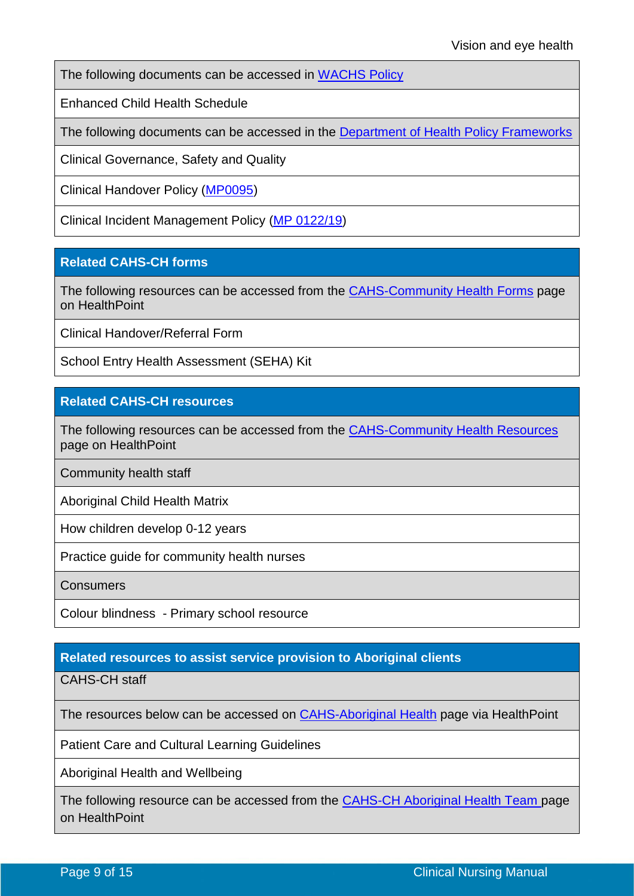| The following documents can be accessed in WACHS Policy |
|---|
| Enhanced Child Health Schedule |
| The following documents can be accessed in the Department of Health Policy Frameworks |
| Clinical Governance, Safety and Quality |
| Clinical Handover Policy (MP0095) |
| Clinical Incident Management Policy (MP 0122/19) |

| **Related CAHS-CH forms** |
|---|
| The following resources can be accessed from the CAHS-Community Health Forms page on HealthPoint |
| Clinical Handover/Referral Form |
| School Entry Health Assessment (SEHA) Kit |

| **Related CAHS-CH resources** |
|---|
| The following resources can be accessed from the CAHS-Community Health Resources page on HealthPoint |
| Community health staff |
| Aboriginal Child Health Matrix |
| How children develop 0-12 years |
| Practice guide for community health nurses |
| Consumers |
| Colour blindness - Primary school resource |

| **Related resources to assist service provision to Aboriginal clients** |
|---|
| CAHS-CH staff |
| The resources below can be accessed on CAHS-Aboriginal Health page via HealthPoint |
| Patient Care and Cultural Learning Guidelines |
| Aboriginal Health and Wellbeing |
| The following resource can be accessed from the CAHS-CH Aboriginal Health Team page on HealthPoint |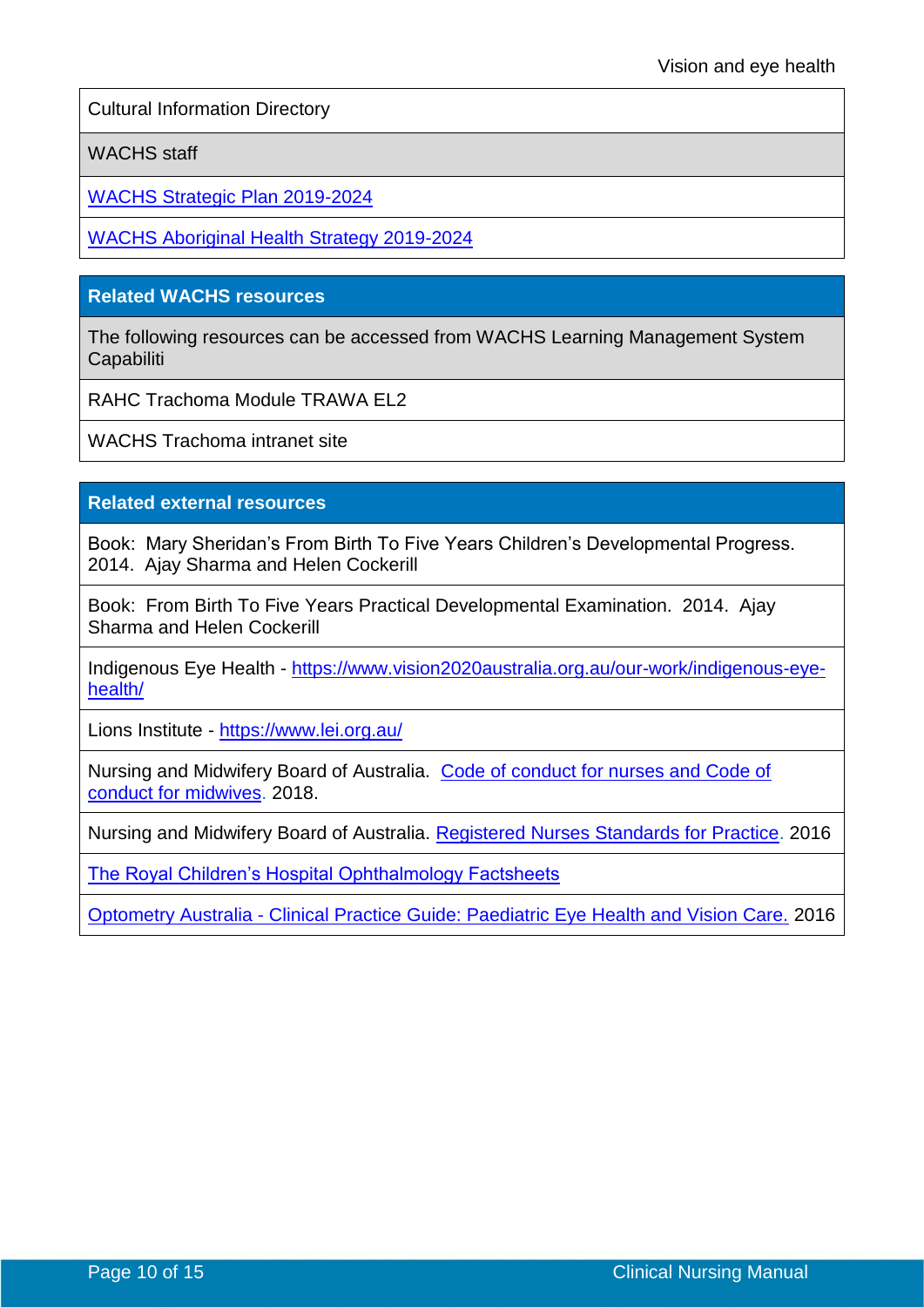| Cultural Information Directory |
| --- |
| WACHS staff |
| WACHS Strategic Plan 2019-2024 |
| WACHS Aboriginal Health Strategy 2019-2024 |

| **Related WACHS resources** |
| --- |
| The following resources can be accessed from WACHS Learning Management System Capabiliti |
| RAHC Trachoma Module TRAWA EL2 |
| WACHS Trachoma intranet site |

| **Related external resources** |
| --- |
| Book: Mary Sheridan's From Birth To Five Years Children's Developmental Progress. 2014. Ajay Sharma and Helen Cockerill |
| Book: From Birth To Five Years Practical Developmental Examination. 2014. Ajay Sharma and Helen Cockerill |
| Indigenous Eye Health - https://www.vision2020australia.org.au/our-work/indigenous-eye-health/ |
| Lions Institute - https://www.lei.org.au/ |
| Nursing and Midwifery Board of Australia. Code of conduct for nurses and Code of conduct for midwives. 2018. |
| Nursing and Midwifery Board of Australia. Registered Nurses Standards for Practice. 2016 |
| The Royal Children's Hospital Ophthalmology Factsheets |
| Optometry Australia - Clinical Practice Guide: Paediatric Eye Health and Vision Care. 2016 |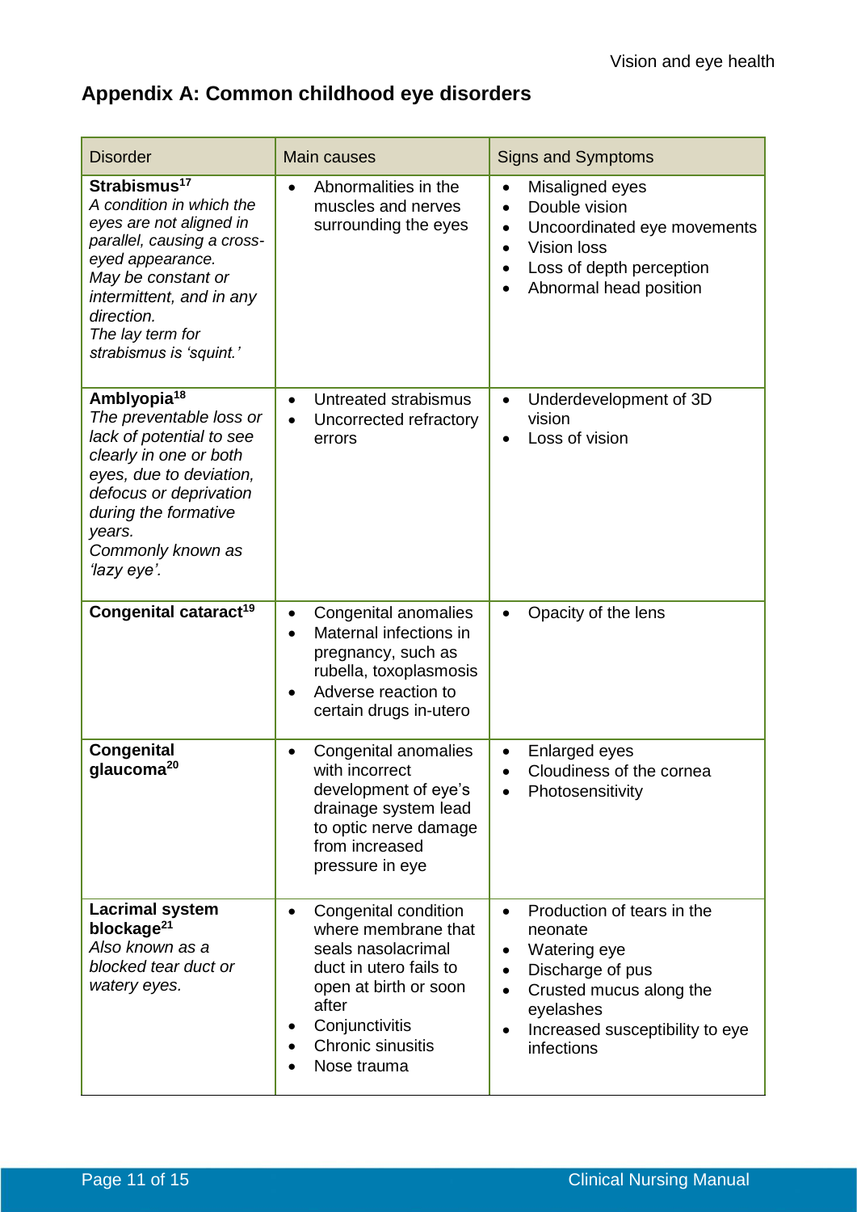## Appendix A: Common childhood eye disorders

| Disorder | Main causes | Signs and Symptoms |
|---|---|---|
| **Strabismus**[17]<br>*A condition in which the eyes are not aligned in parallel, causing a cross-eyed appearance.*<br>*May be constant or intermittent, and in any direction.*<br>*The lay term for strabismus is 'squint.'* | • Abnormalities in the muscles and nerves surrounding the eyes | • Misaligned eyes<br>• Double vision<br>• Uncoordinated eye movements<br>• Vision loss<br>• Loss of depth perception<br>• Abnormal head position |
| **Amblyopia**[18]<br>*The preventable loss or lack of potential to see clearly in one or both eyes, due to deviation, defocus or deprivation during the formative years.*<br>*Commonly known as 'lazy eye'.* | • Untreated strabismus<br>• Uncorrected refractory errors | • Underdevelopment of 3D vision<br>• Loss of vision |
| **Congenital cataract**[19] | • Congenital anomalies<br>• Maternal infections in pregnancy, such as rubella, toxoplasmosis<br>• Adverse reaction to certain drugs in-utero | • Opacity of the lens |
| **Congenital glaucoma**[20] | • Congenital anomalies with incorrect development of eye's drainage system lead to optic nerve damage from increased pressure in eye | • Enlarged eyes<br>• Cloudiness of the cornea<br>• Photosensitivity |
| **Lacrimal system blockage**[21]<br>*Also known as a blocked tear duct or watery eyes.* | • Congenital condition where membrane that seals nasolacrimal duct in utero fails to open at birth or soon after<br>• Conjunctivitis<br>• Chronic sinusitis<br>• Nose trauma | • Production of tears in the neonate<br>• Watering eye<br>• Discharge of pus<br>• Crusted mucus along the eyelashes<br>• Increased susceptibility to eye infections |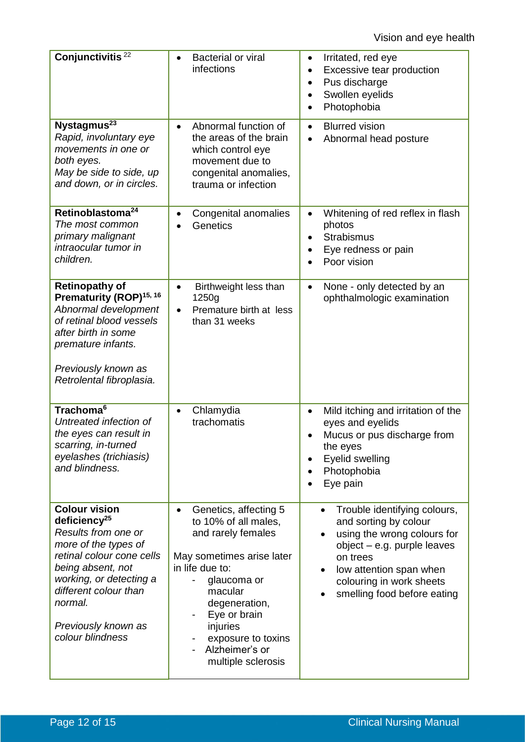| | | |
|---|---|---|
| **Conjunctivitis** [22] | • Bacterial or viral infections | • Irritated, red eye<br>• Excessive tear production<br>• Pus discharge<br>• Swollen eyelids<br>• Photophobia |
| **Nystagmus**[23]<br>*Rapid, involuntary eye movements in one or both eyes.*<br>*May be side to side, up and down, or in circles.* | • Abnormal function of the areas of the brain which control eye movement due to congenital anomalies, trauma or infection | • Blurred vision<br>• Abnormal head posture |
| **Retinoblastoma**[24]<br>*The most common primary malignant intraocular tumor in children.* | • Congenital anomalies<br>• Genetics | • Whitening of red reflex in flash photos<br>• Strabismus<br>• Eye redness or pain<br>• Poor vision |
| **Retinopathy of Prematurity (ROP)**[15, 16]<br>*Abnormal development of retinal blood vessels after birth in some premature infants.*<br><br>*Previously known as Retrolental fibroplasia.* | • Birthweight less than 1250g<br>• Premature birth at less than 31 weeks | • None - only detected by an ophthalmologic examination |
| **Trachoma**[6]<br>*Untreated infection of the eyes can result in scarring, in-turned eyelashes (trichiasis) and blindness.* | • Chlamydia trachomatis | • Mild itching and irritation of the eyes and eyelids<br>• Mucus or pus discharge from the eyes<br>• Eyelid swelling<br>• Photophobia<br>• Eye pain |
| **Colour vision deficiency**[25]<br>*Results from one or more of the types of retinal colour cone cells being absent, not working, or detecting a different colour than normal.*<br><br>*Previously known as colour blindness* | • Genetics, affecting 5 to 10% of all males, and rarely females<br><br>May sometimes arise later in life due to:<br>- glaucoma or macular degeneration,<br>- Eye or brain injuries<br>- exposure to toxins<br>- Alzheimer's or multiple sclerosis | • Trouble identifying colours, and sorting by colour<br>• using the wrong colours for object – e.g. purple leaves on trees<br>• low attention span when colouring in work sheets<br>• smelling food before eating |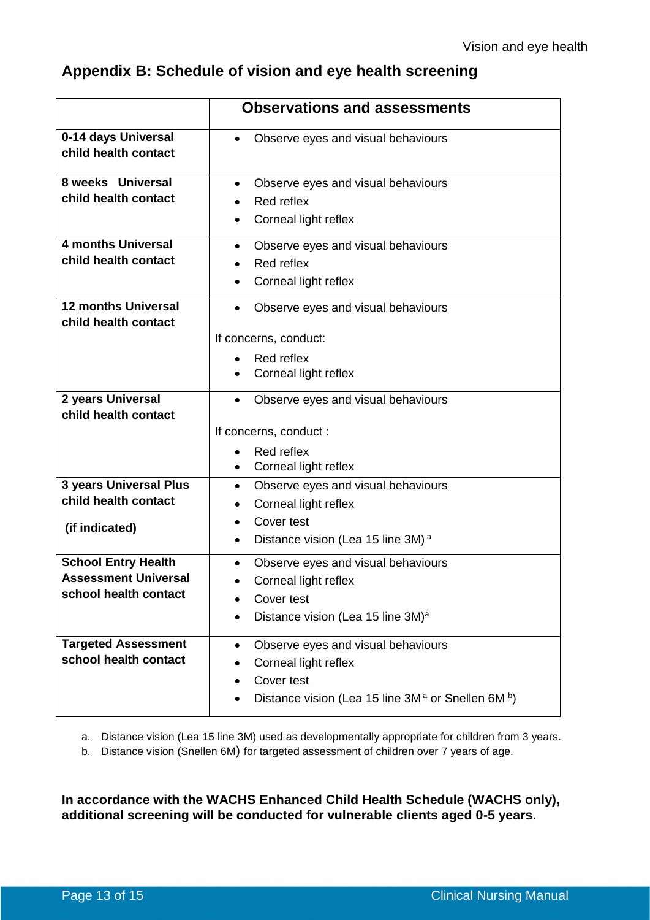## Appendix B: Schedule of vision and eye health screening

| | Observations and assessments |
|---|---|
| **0-14 days Universal child health contact** | • Observe eyes and visual behaviours |
| **8 weeks Universal child health contact** | • Observe eyes and visual behaviours<br>• Red reflex<br>• Corneal light reflex |
| **4 months Universal child health contact** | • Observe eyes and visual behaviours<br>• Red reflex<br>• Corneal light reflex |
| **12 months Universal child health contact** | • Observe eyes and visual behaviours<br><br>If concerns, conduct:<br>• Red reflex<br>• Corneal light reflex |
| **2 years Universal child health contact** | • Observe eyes and visual behaviours<br><br>If concerns, conduct :<br>• Red reflex<br>• Corneal light reflex |
| **3 years Universal Plus child health contact**<br><br>**(if indicated)** | • Observe eyes and visual behaviours<br>• Corneal light reflex<br>• Cover test<br>• Distance vision (Lea 15 line 3M) [a] |
| **School Entry Health Assessment Universal school health contact** | • Observe eyes and visual behaviours<br>• Corneal light reflex<br>• Cover test<br>• Distance vision (Lea 15 line 3M)[a] |
| **Targeted Assessment school health contact** | • Observe eyes and visual behaviours<br>• Corneal light reflex<br>• Cover test<br>• Distance vision (Lea 15 line 3M [a] or Snellen 6M [b]) |

a. Distance vision (Lea 15 line 3M) used as developmentally appropriate for children from 3 years.

b. Distance vision (Snellen 6M) for targeted assessment of children over 7 years of age.

**In accordance with the WACHS Enhanced Child Health Schedule (WACHS only), additional screening will be conducted for vulnerable clients aged 0-5 years.**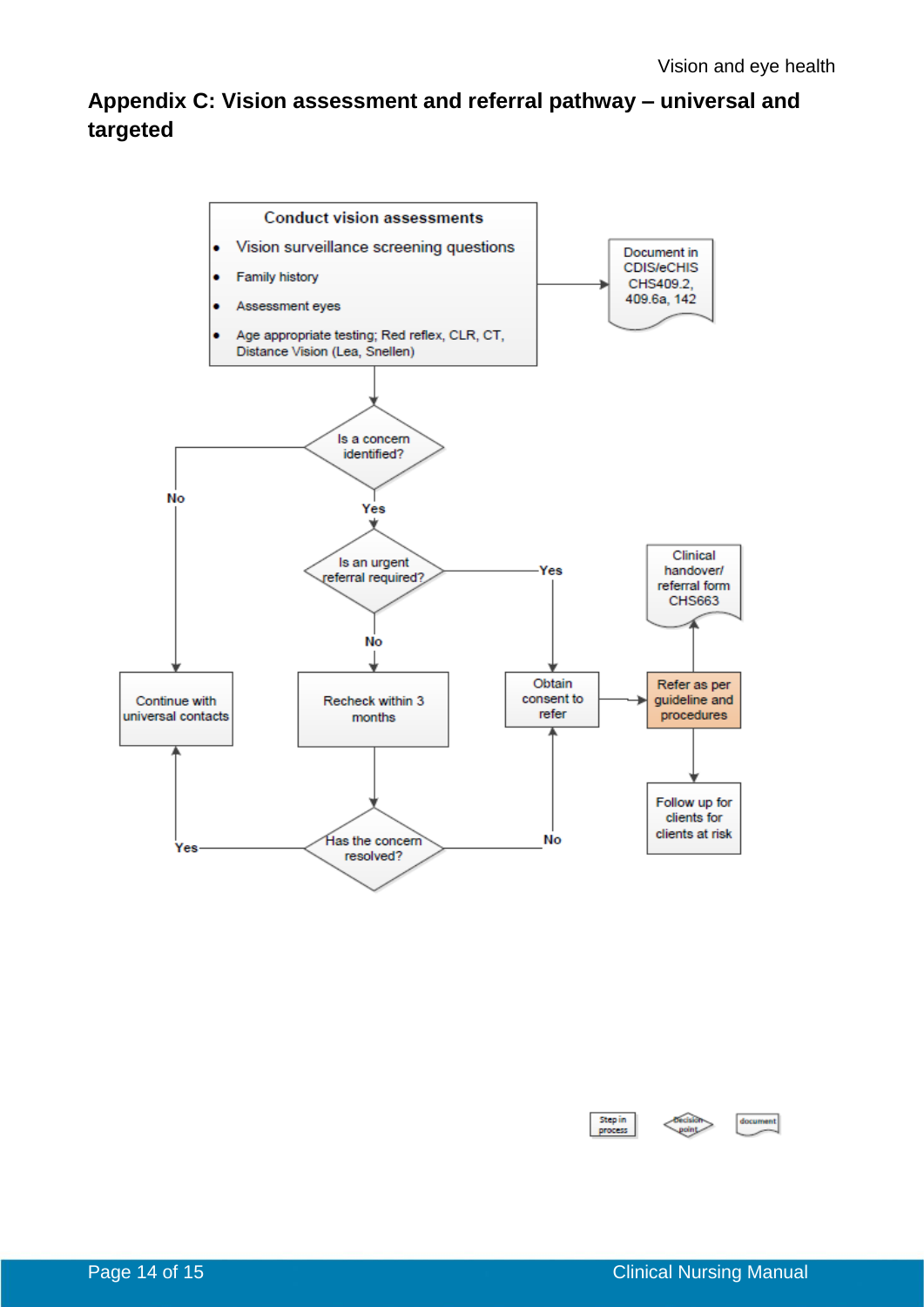# Appendix C: Vision assessment and referral pathway – universal and targeted

**Conduct vision assessments**

- Vision surveillance screening questions
- Family history
- Assessment eyes
- Age appropriate testing; Red reflex, CLR, CT, Distance Vision (Lea, Snellen)

→ Document in CDIS/eCHIS CHS409.2, 409.6a, 142

**Is a concern identified?**

- No → Continue with universal contacts
- Yes → **Is an urgent referral required?**
  - Yes → Obtain consent to refer → Refer as per guideline and procedures
    - → Clinical handover/ referral form CHS663
    - → Follow up for clients for clients at risk
  - No → Recheck within 3 months → **Has the concern resolved?**
    - Yes → Continue with universal contacts
    - No → Obtain consent to refer

Legend: Step in process | Decision point | document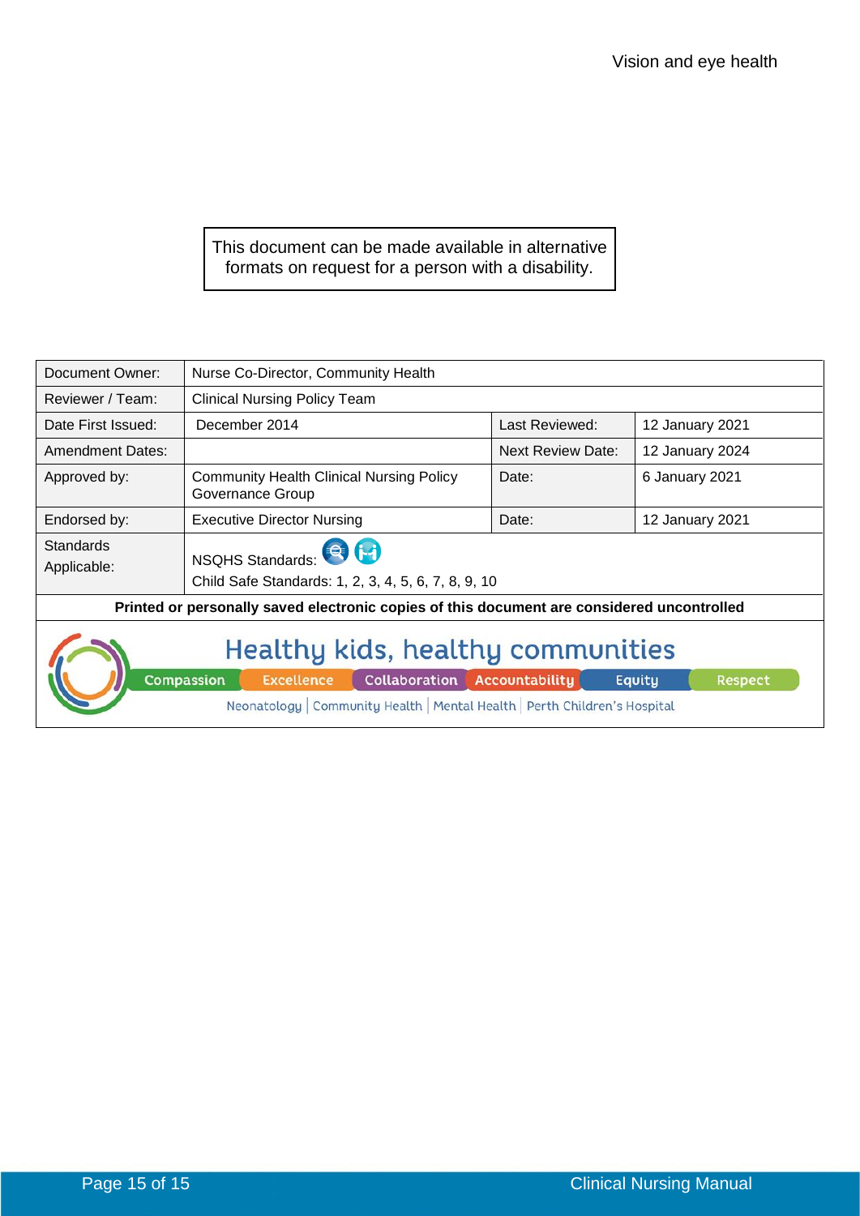This document can be made available in alternative formats on request for a person with a disability.

| | | | |
|---|---|---|---|
| Document Owner: | Nurse Co-Director, Community Health | | |
| Reviewer / Team: | Clinical Nursing Policy Team | | |
| Date First Issued: | December 2014 | Last Reviewed: | 12 January 2021 |
| Amendment Dates: | | Next Review Date: | 12 January 2024 |
| Approved by: | Community Health Clinical Nursing Policy Governance Group | Date: | 6 January 2021 |
| Endorsed by: | Executive Director Nursing | Date: | 12 January 2021 |
| Standards Applicable: | NSQHS Standards: Child Safe Standards: 1, 2, 3, 4, 5, 6, 7, 8, 9, 10 | | |

**Printed or personally saved electronic copies of this document are considered uncontrolled**

Healthy kids, healthy communities

Compassion | Excellence | Collaboration | Accountability | Equity | Respect

Neonatology | Community Health | Mental Health | Perth Children's Hospital